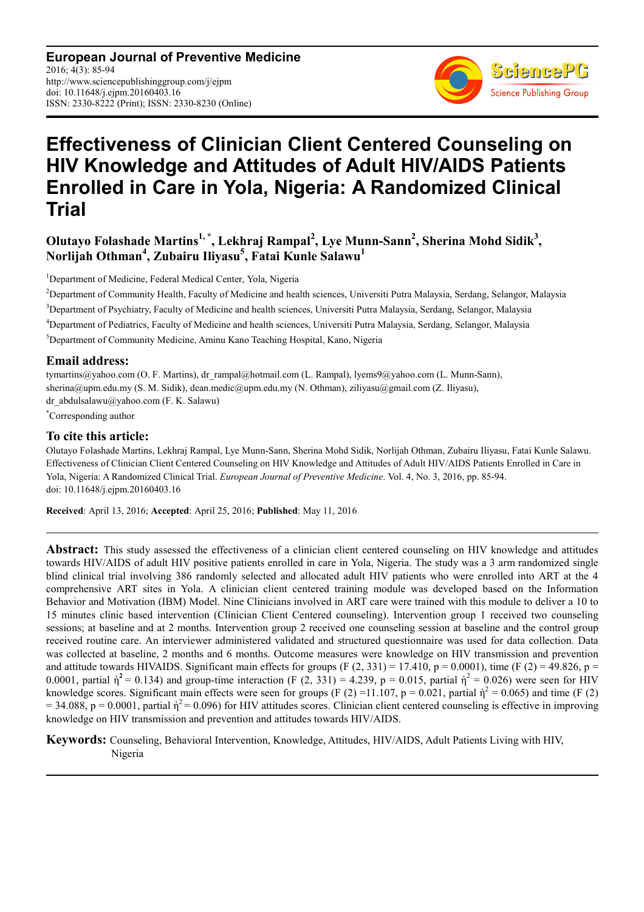**European Journal of Preventive Medicine**
2016; 4(3): 85-94
http://www.sciencepublishinggroup.com/j/ejpm
doi: 10.11648/j.ejpm.20160403.16
ISSN: 2330-8222 (Print); ISSN: 2330-8230 (Online)

# Effectiveness of Clinician Client Centered Counseling on HIV Knowledge and Attitudes of Adult HIV/AIDS Patients Enrolled in Care in Yola, Nigeria: A Randomized Clinical Trial

**Olutayo Folashade Martins[1,*], Lekhraj Rampal[2], Lye Munn-Sann[2], Sherina Mohd Sidik[3], Norlijah Othman[4], Zubairu Iliyasu[5], Fatai Kunle Salawu[1]**

[1]Department of Medicine, Federal Medical Center, Yola, Nigeria

[2]Department of Community Health, Faculty of Medicine and health sciences, Universiti Putra Malaysia, Serdang, Selangor, Malaysia

[3]Department of Psychiatry, Faculty of Medicine and health sciences, Universiti Putra Malaysia, Serdang, Selangor, Malaysia

[4]Department of Pediatrics, Faculty of Medicine and health sciences, Universiti Putra Malaysia, Serdang, Selangor, Malaysia

[5]Department of Community Medicine, Aminu Kano Teaching Hospital, Kano, Nigeria

## Email address:

tymartins@yahoo.com (O. F. Martins), dr_rampal@hotmail.com (L. Rampal), lyems9@yahoo.com (L. Munn-Sann), sherina@upm.edu.my (S. M. Sidik), dean.medic@upm.edu.my (N. Othman), ziliyasu@gmail.com (Z. Iliyasu), dr_abdulsalawu@yahoo.com (F. K. Salawu)

[*]Corresponding author

## To cite this article:

Olutayo Folashade Martins, Lekhraj Rampal, Lye Munn-Sann, Sherina Mohd Sidik, Norlijah Othman, Zubairu Iliyasu, Fatai Kunle Salawu. Effectiveness of Clinician Client Centered Counseling on HIV Knowledge and Attitudes of Adult HIV/AIDS Patients Enrolled in Care in Yola, Nigeria: A Randomized Clinical Trial. *European Journal of Preventive Medicine*. Vol. 4, No. 3, 2016, pp. 85-94. doi: 10.11648/j.ejpm.20160403.16

**Received**: April 13, 2016; **Accepted**: April 25, 2016; **Published**: May 11, 2016

---

**Abstract:** This study assessed the effectiveness of a clinician client centered counseling on HIV knowledge and attitudes towards HIV/AIDS of adult HIV positive patients enrolled in care in Yola, Nigeria. The study was a 3 arm randomized single blind clinical trial involving 386 randomly selected and allocated adult HIV patients who were enrolled into ART at the 4 comprehensive ART sites in Yola. A clinician client centered training module was developed based on the Information Behavior and Motivation (IBM) Model. Nine Clinicians involved in ART care were trained with this module to deliver a 10 to 15 minutes clinic based intervention (Clinician Client Centered counseling). Intervention group 1 received two counseling sessions; at baseline and at 2 months. Intervention group 2 received one counseling session at baseline and the control group received routine care. An interviewer administered validated and structured questionnaire was used for data collection. Data was collected at baseline, 2 months and 6 months. Outcome measures were knowledge on HIV transmission and prevention and attitude towards HIVAIDS. Significant main effects for groups ($F(2, 331) = 17.410$, $p = 0.0001$), time ($F(2) = 49.826$, $p = 0.0001$, partial $\eta^2 = 0.134$) and group-time interaction ($F(2, 331) = 4.239$, $p = 0.015$, partial $\eta^2 = 0.026$) were seen for HIV knowledge scores. Significant main effects were seen for groups ($F(2) = 11.107$, $p = 0.021$, partial $\eta^2 = 0.065$) and time ($F(2) = 34.088$, $p = 0.0001$, partial $\eta^2 = 0.096$) for HIV attitudes scores. Clinician client centered counseling is effective in improving knowledge on HIV transmission and prevention and attitudes towards HIV/AIDS.

**Keywords:** Counseling, Behavioral Intervention, Knowledge, Attitudes, HIV/AIDS, Adult Patients Living with HIV, Nigeria

---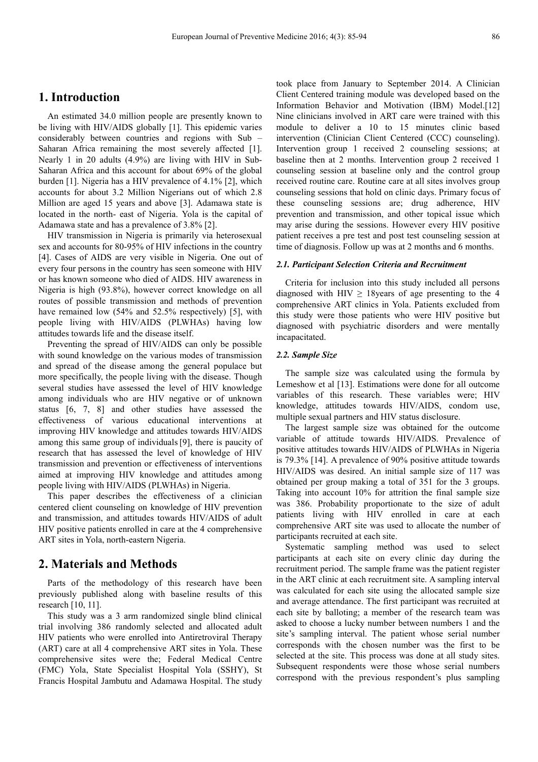## 1. Introduction

An estimated 34.0 million people are presently known to be living with HIV/AIDS globally [1]. This epidemic varies considerably between countries and regions with Sub – Saharan Africa remaining the most severely affected [1]. Nearly 1 in 20 adults (4.9%) are living with HIV in Sub-Saharan Africa and this account for about 69% of the global burden [1]. Nigeria has a HIV prevalence of 4.1% [2], which accounts for about 3.2 Million Nigerians out of which 2.8 Million are aged 15 years and above [3]. Adamawa state is located in the north- east of Nigeria. Yola is the capital of Adamawa state and has a prevalence of 3.8% [2].

HIV transmission in Nigeria is primarily via heterosexual sex and accounts for 80-95% of HIV infections in the country [4]. Cases of AIDS are very visible in Nigeria. One out of every four persons in the country has seen someone with HIV or has known someone who died of AIDS. HIV awareness in Nigeria is high (93.8%), however correct knowledge on all routes of possible transmission and methods of prevention have remained low (54% and 52.5% respectively) [5], with people living with HIV/AIDS (PLWHAs) having low attitudes towards life and the disease itself.

Preventing the spread of HIV/AIDS can only be possible with sound knowledge on the various modes of transmission and spread of the disease among the general populace but more specifically, the people living with the disease. Though several studies have assessed the level of HIV knowledge among individuals who are HIV negative or of unknown status [6, 7, 8] and other studies have assessed the effectiveness of various educational interventions at improving HIV knowledge and attitudes towards HIV/AIDS among this same group of individuals [9], there is paucity of research that has assessed the level of knowledge of HIV transmission and prevention or effectiveness of interventions aimed at improving HIV knowledge and attitudes among people living with HIV/AIDS (PLWHAs) in Nigeria.

This paper describes the effectiveness of a clinician centered client counseling on knowledge of HIV prevention and transmission, and attitudes towards HIV/AIDS of adult HIV positive patients enrolled in care at the 4 comprehensive ART sites in Yola, north-eastern Nigeria.

## 2. Materials and Methods

Parts of the methodology of this research have been previously published along with baseline results of this research [10, 11].

This study was a 3 arm randomized single blind clinical trial involving 386 randomly selected and allocated adult HIV patients who were enrolled into Antiretroviral Therapy (ART) care at all 4 comprehensive ART sites in Yola. These comprehensive sites were the; Federal Medical Centre (FMC) Yola, State Specialist Hospital Yola (SSHY), St Francis Hospital Jambutu and Adamawa Hospital. The study took place from January to September 2014. A Clinician Client Centered training module was developed based on the Information Behavior and Motivation (IBM) Model.[12] Nine clinicians involved in ART care were trained with this module to deliver a 10 to 15 minutes clinic based intervention (Clinician Client Centered (CCC) counseling). Intervention group 1 received 2 counseling sessions; at baseline then at 2 months. Intervention group 2 received 1 counseling session at baseline only and the control group received routine care. Routine care at all sites involves group counseling sessions that hold on clinic days. Primary focus of these counseling sessions are; drug adherence, HIV prevention and transmission, and other topical issue which may arise during the sessions. However every HIV positive patient receives a pre test and post test counseling session at time of diagnosis. Follow up was at 2 months and 6 months.

### *2.1. Participant Selection Criteria and Recruitment*

Criteria for inclusion into this study included all persons diagnosed with HIV $\geq$ 18years of age presenting to the 4 comprehensive ART clinics in Yola. Patients excluded from this study were those patients who were HIV positive but diagnosed with psychiatric disorders and were mentally incapacitated.

### *2.2. Sample Size*

The sample size was calculated using the formula by Lemeshow et al [13]. Estimations were done for all outcome variables of this research. These variables were; HIV knowledge, attitudes towards HIV/AIDS, condom use, multiple sexual partners and HIV status disclosure.

The largest sample size was obtained for the outcome variable of attitude towards HIV/AIDS. Prevalence of positive attitudes towards HIV/AIDS of PLWHAs in Nigeria is 79.3% [14]. A prevalence of 90% positive attitude towards HIV/AIDS was desired. An initial sample size of 117 was obtained per group making a total of 351 for the 3 groups. Taking into account 10% for attrition the final sample size was 386. Probability proportionate to the size of adult patients living with HIV enrolled in care at each comprehensive ART site was used to allocate the number of participants recruited at each site.

Systematic sampling method was used to select participants at each site on every clinic day during the recruitment period. The sample frame was the patient register in the ART clinic at each recruitment site. A sampling interval was calculated for each site using the allocated sample size and average attendance. The first participant was recruited at each site by balloting; a member of the research team was asked to choose a lucky number between numbers 1 and the site's sampling interval. The patient whose serial number corresponds with the chosen number was the first to be selected at the site. This process was done at all study sites. Subsequent respondents were those whose serial numbers correspond with the previous respondent's plus sampling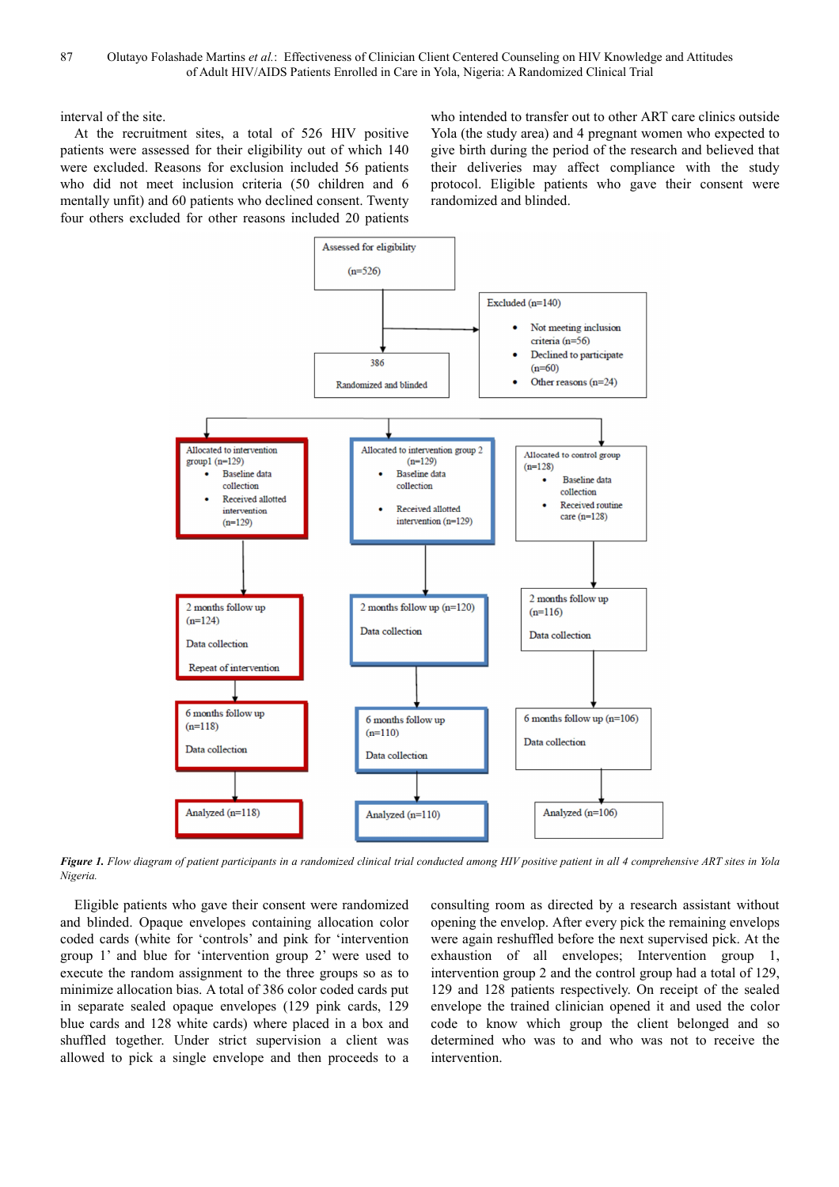interval of the site.

At the recruitment sites, a total of 526 HIV positive patients were assessed for their eligibility out of which 140 were excluded. Reasons for exclusion included 56 patients who did not meet inclusion criteria (50 children and 6 mentally unfit) and 60 patients who declined consent. Twenty four others excluded for other reasons included 20 patients who intended to transfer out to other ART care clinics outside Yola (the study area) and 4 pregnant women who expected to give birth during the period of the research and believed that their deliveries may affect compliance with the study protocol. Eligible patients who gave their consent were randomized and blinded.

Assessed for eligibility (n=526)

Excluded (n=140)
- Not meeting inclusion criteria (n=56)
- Declined to participate (n=60)
- Other reasons (n=24)

386 Randomized and blinded

Allocated to intervention group1 (n=129)
- Baseline data collection
- Received allotted intervention (n=129)

Allocated to intervention group 2 (n=129)
- Baseline data collection
- Received allotted intervention (n=129)

Allocated to control group (n=128)
- Baseline data collection
- Received routine care (n=128)

2 months follow up (n=124) Data collection Repeat of intervention

2 months follow up (n=120) Data collection

2 months follow up (n=116) Data collection

6 months follow up (n=118) Data collection

6 months follow up (n=110) Data collection

6 months follow up (n=106) Data collection

Analyzed (n=118)

Analyzed (n=110)

Analyzed (n=106)

***Figure 1.*** *Flow diagram of patient participants in a randomized clinical trial conducted among HIV positive patient in all 4 comprehensive ART sites in Yola Nigeria.*

Eligible patients who gave their consent were randomized and blinded. Opaque envelopes containing allocation color coded cards (white for 'controls' and pink for 'intervention group 1' and blue for 'intervention group 2' were used to execute the random assignment to the three groups so as to minimize allocation bias. A total of 386 color coded cards put in separate sealed opaque envelopes (129 pink cards, 129 blue cards and 128 white cards) where placed in a box and shuffled together. Under strict supervision a client was allowed to pick a single envelope and then proceeds to a consulting room as directed by a research assistant without opening the envelop. After every pick the remaining envelops were again reshuffled before the next supervised pick. At the exhaustion of all envelopes; Intervention group 1, intervention group 2 and the control group had a total of 129, 129 and 128 patients respectively. On receipt of the sealed envelope the trained clinician opened it and used the color code to know which group the client belonged and so determined who was to and who was not to receive the intervention.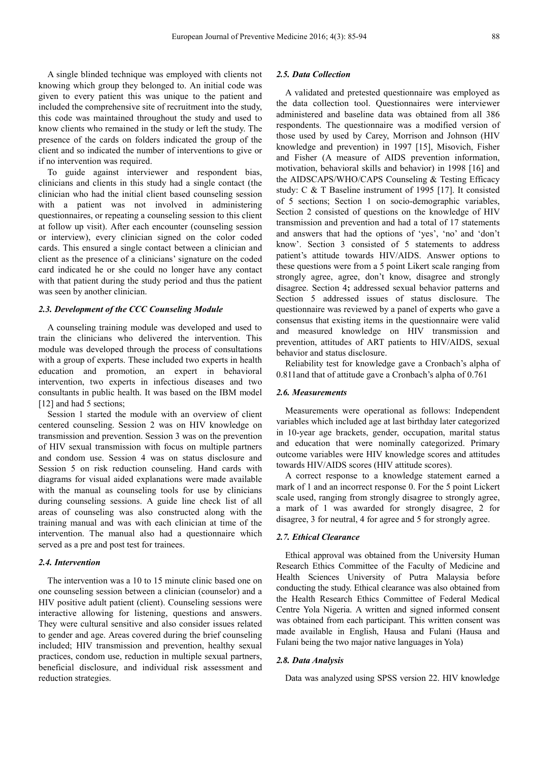A single blinded technique was employed with clients not knowing which group they belonged to. An initial code was given to every patient this was unique to the patient and included the comprehensive site of recruitment into the study, this code was maintained throughout the study and used to know clients who remained in the study or left the study. The presence of the cards on folders indicated the group of the client and so indicated the number of interventions to give or if no intervention was required.

To guide against interviewer and respondent bias, clinicians and clients in this study had a single contact (the clinician who had the initial client based counseling session with a patient was not involved in administering questionnaires, or repeating a counseling session to this client at follow up visit). After each encounter (counseling session or interview), every clinician signed on the color coded cards. This ensured a single contact between a clinician and client as the presence of a clinicians' signature on the coded card indicated he or she could no longer have any contact with that patient during the study period and thus the patient was seen by another clinician.

### *2.3. Development of the CCC Counseling Module*

A counseling training module was developed and used to train the clinicians who delivered the intervention. This module was developed through the process of consultations with a group of experts. These included two experts in health education and promotion, an expert in behavioral intervention, two experts in infectious diseases and two consultants in public health. It was based on the IBM model [12] and had 5 sections;

Session 1 started the module with an overview of client centered counseling. Session 2 was on HIV knowledge on transmission and prevention. Session 3 was on the prevention of HIV sexual transmission with focus on multiple partners and condom use. Session 4 was on status disclosure and Session 5 on risk reduction counseling. Hand cards with diagrams for visual aided explanations were made available with the manual as counseling tools for use by clinicians during counseling sessions. A guide line check list of all areas of counseling was also constructed along with the training manual and was with each clinician at time of the intervention. The manual also had a questionnaire which served as a pre and post test for trainees.

### *2.4. Intervention*

The intervention was a 10 to 15 minute clinic based one on one counseling session between a clinician (counselor) and a HIV positive adult patient (client). Counseling sessions were interactive allowing for listening, questions and answers. They were cultural sensitive and also consider issues related to gender and age. Areas covered during the brief counseling included; HIV transmission and prevention, healthy sexual practices, condom use, reduction in multiple sexual partners, beneficial disclosure, and individual risk assessment and reduction strategies.

### *2.5. Data Collection*

A validated and pretested questionnaire was employed as the data collection tool. Questionnaires were interviewer administered and baseline data was obtained from all 386 respondents. The questionnaire was a modified version of those used by used by Carey, Morrison and Johnson (HIV knowledge and prevention) in 1997 [15], Misovich, Fisher and Fisher (A measure of AIDS prevention information, motivation, behavioral skills and behavior) in 1998 [16] and the AIDSCAPS/WHO/CAPS Counseling & Testing Efficacy study: C & T Baseline instrument of 1995 [17]. It consisted of 5 sections; Section 1 on socio-demographic variables, Section 2 consisted of questions on the knowledge of HIV transmission and prevention and had a total of 17 statements and answers that had the options of 'yes', 'no' and 'don't know'. Section 3 consisted of 5 statements to address patient's attitude towards HIV/AIDS. Answer options to these questions were from a 5 point Likert scale ranging from strongly agree, agree, don't know, disagree and strongly disagree. Section 4**;** addressed sexual behavior patterns and Section 5 addressed issues of status disclosure. The questionnaire was reviewed by a panel of experts who gave a consensus that existing items in the questionnaire were valid and measured knowledge on HIV transmission and prevention, attitudes of ART patients to HIV/AIDS, sexual behavior and status disclosure.

Reliability test for knowledge gave a Cronbach's alpha of 0.811and that of attitude gave a Cronbach's alpha of 0.761

### *2.6. Measurements*

Measurements were operational as follows: Independent variables which included age at last birthday later categorized in 10-year age brackets, gender, occupation, marital status and education that were nominally categorized. Primary outcome variables were HIV knowledge scores and attitudes towards HIV/AIDS scores (HIV attitude scores).

A correct response to a knowledge statement earned a mark of 1 and an incorrect response 0. For the 5 point Lickert scale used, ranging from strongly disagree to strongly agree, a mark of 1 was awarded for strongly disagree, 2 for disagree, 3 for neutral, 4 for agree and 5 for strongly agree.

### *2.7. Ethical Clearance*

Ethical approval was obtained from the University Human Research Ethics Committee of the Faculty of Medicine and Health Sciences University of Putra Malaysia before conducting the study. Ethical clearance was also obtained from the Health Research Ethics Committee of Federal Medical Centre Yola Nigeria. A written and signed informed consent was obtained from each participant. This written consent was made available in English, Hausa and Fulani (Hausa and Fulani being the two major native languages in Yola)

### *2.8. Data Analysis*

Data was analyzed using SPSS version 22. HIV knowledge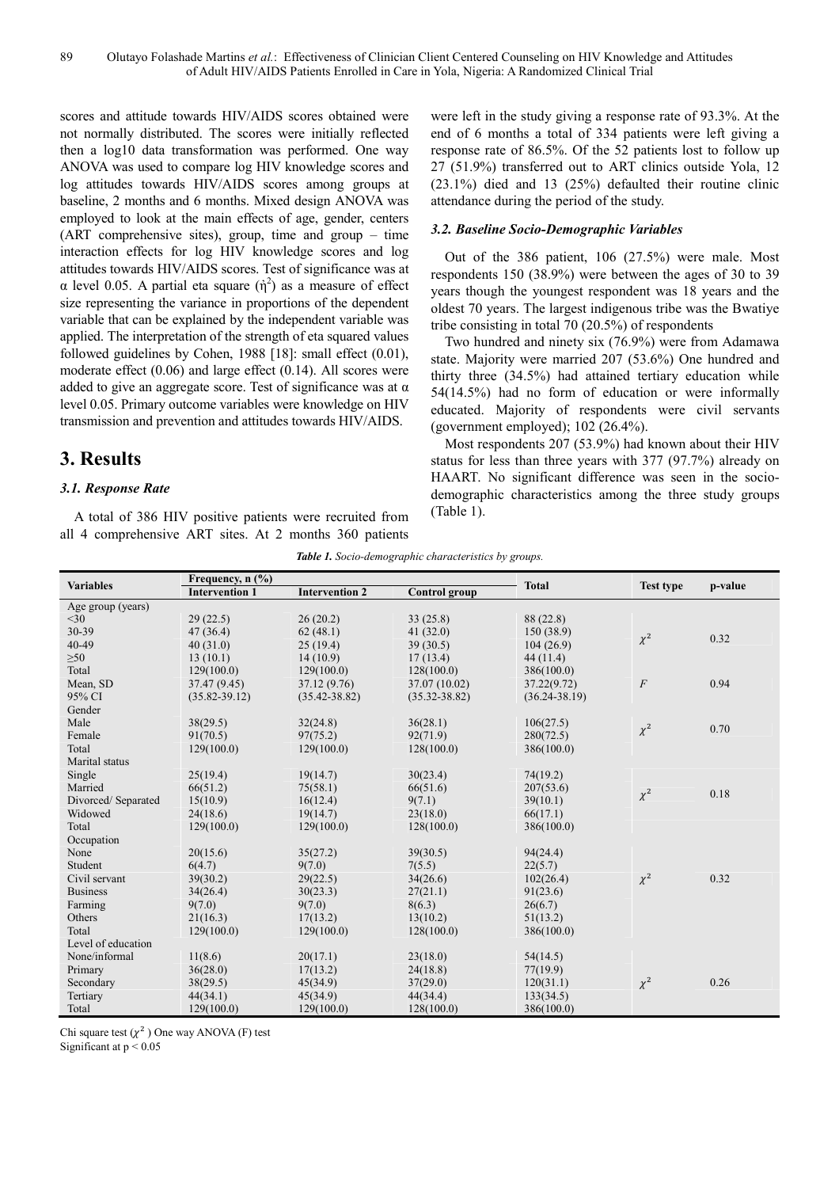scores and attitude towards HIV/AIDS scores obtained were not normally distributed. The scores were initially reflected then a log10 data transformation was performed. One way ANOVA was used to compare log HIV knowledge scores and log attitudes towards HIV/AIDS scores among groups at baseline, 2 months and 6 months. Mixed design ANOVA was employed to look at the main effects of age, gender, centers (ART comprehensive sites), group, time and group – time interaction effects for log HIV knowledge scores and log attitudes towards HIV/AIDS scores. Test of significance was at α level 0.05. A partial eta square ($\eta^2$) as a measure of effect size representing the variance in proportions of the dependent variable that can be explained by the independent variable was applied. The interpretation of the strength of eta squared values followed guidelines by Cohen, 1988 [18]: small effect (0.01), moderate effect (0.06) and large effect (0.14). All scores were added to give an aggregate score. Test of significance was at α level 0.05. Primary outcome variables were knowledge on HIV transmission and prevention and attitudes towards HIV/AIDS.

## 3. Results

### 3.1. Response Rate

A total of 386 HIV positive patients were recruited from all 4 comprehensive ART sites. At 2 months 360 patients were left in the study giving a response rate of 93.3%. At the end of 6 months a total of 334 patients were left giving a response rate of 86.5%. Of the 52 patients lost to follow up 27 (51.9%) transferred out to ART clinics outside Yola, 12 (23.1%) died and 13 (25%) defaulted their routine clinic attendance during the period of the study.

### 3.2. Baseline Socio-Demographic Variables

Out of the 386 patient, 106 (27.5%) were male. Most respondents 150 (38.9%) were between the ages of 30 to 39 years though the youngest respondent was 18 years and the oldest 70 years. The largest indigenous tribe was the Bwatiye tribe consisting in total 70 (20.5%) of respondents

Two hundred and ninety six (76.9%) were from Adamawa state. Majority were married 207 (53.6%) One hundred and thirty three (34.5%) had attained tertiary education while 54(14.5%) had no form of education or were informally educated. Majority of respondents were civil servants (government employed); 102 (26.4%).

Most respondents 207 (53.9%) had known about their HIV status for less than three years with 377 (97.7%) already on HAART. No significant difference was seen in the socio-demographic characteristics among the three study groups (Table 1).

*Table 1. Socio-demographic characteristics by groups.*

| Variables | Frequency, n (%) | | | Total | Test type | p-value |
|---|---|---|---|---|---|---|
| | Intervention 1 | Intervention 2 | Control group | | | |
| Age group (years) | | | | | | |
| <30 | 29 (22.5) | 26 (20.2) | 33 (25.8) | 88 (22.8) | | |
| 30-39 | 47 (36.4) | 62 (48.1) | 41 (32.0) | 150 (38.9) | $\chi^2$ | 0.32 |
| 40-49 | 40 (31.0) | 25 (19.4) | 39 (30.5) | 104 (26.9) | | |
| ≥50 | 13 (10.1) | 14 (10.9) | 17 (13.4) | 44 (11.4) | | |
| Total | 129(100.0) | 129(100.0) | 128(100.0) | 386(100.0) | | |
| Mean, SD | 37.47 (9.45) | 37.12 (9.76) | 37.07 (10.02) | 37.22(9.72) | $F$ | 0.94 |
| 95% CI | (35.82-39.12) | (35.42-38.82) | (35.32-38.82) | (36.24-38.19) | | |
| Gender | | | | | | |
| Male | 38(29.5) | 32(24.8) | 36(28.1) | 106(27.5) | $\chi^2$ | 0.70 |
| Female | 91(70.5) | 97(75.2) | 92(71.9) | 280(72.5) | | |
| Total | 129(100.0) | 129(100.0) | 128(100.0) | 386(100.0) | | |
| Marital status | | | | | | |
| Single | 25(19.4) | 19(14.7) | 30(23.4) | 74(19.2) | | |
| Married | 66(51.2) | 75(58.1) | 66(51.6) | 207(53.6) | $\chi^2$ | 0.18 |
| Divorced/ Separated | 15(10.9) | 16(12.4) | 9(7.1) | 39(10.1) | | |
| Widowed | 24(18.6) | 19(14.7) | 23(18.0) | 66(17.1) | | |
| Total | 129(100.0) | 129(100.0) | 128(100.0) | 386(100.0) | | |
| Occupation | | | | | | |
| None | 20(15.6) | 35(27.2) | 39(30.5) | 94(24.4) | | |
| Student | 6(4.7) | 9(7.0) | 7(5.5) | 22(5.7) | | |
| Civil servant | 39(30.2) | 29(22.5) | 34(26.6) | 102(26.4) | $\chi^2$ | 0.32 |
| Business | 34(26.4) | 30(23.3) | 27(21.1) | 91(23.6) | | |
| Farming | 9(7.0) | 9(7.0) | 8(6.3) | 26(6.7) | | |
| Others | 21(16.3) | 17(13.2) | 13(10.2) | 51(13.2) | | |
| Total | 129(100.0) | 129(100.0) | 128(100.0) | 386(100.0) | | |
| Level of education | | | | | | |
| None/informal | 11(8.6) | 20(17.1) | 23(18.0) | 54(14.5) | | |
| Primary | 36(28.0) | 17(13.2) | 24(18.8) | 77(19.9) | | |
| Secondary | 38(29.5) | 45(34.9) | 37(29.0) | 120(31.1) | $\chi^2$ | 0.26 |
| Tertiary | 44(34.1) | 45(34.9) | 44(34.4) | 133(34.5) | | |
| Total | 129(100.0) | 129(100.0) | 128(100.0) | 386(100.0) | | |

Chi square test ($\chi^2$) One way ANOVA (F) test
Significant at $p < 0.05$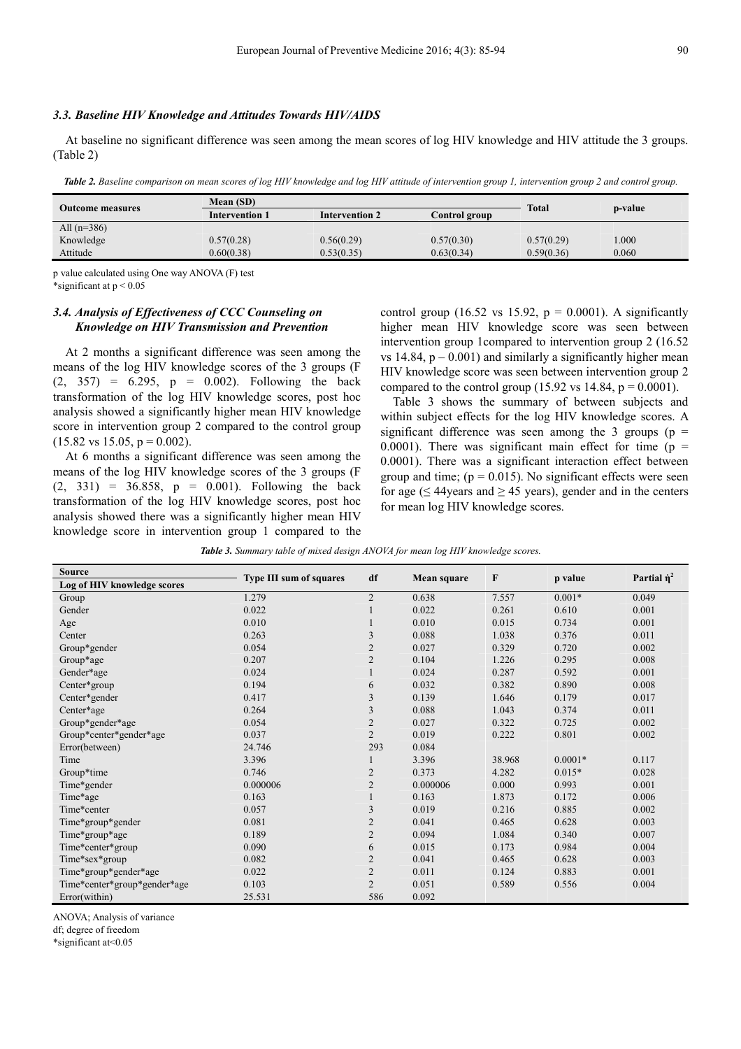### 3.3. Baseline HIV Knowledge and Attitudes Towards HIV/AIDS

At baseline no significant difference was seen among the mean scores of log HIV knowledge and HIV attitude the 3 groups. (Table 2)

***Table 2.*** *Baseline comparison on mean scores of log HIV knowledge and log HIV attitude of intervention group 1, intervention group 2 and control group.*

| Outcome measures | Mean (SD) | | | Total | p-value |
|---|---|---|---|---|---|
| | Intervention 1 | Intervention 2 | Control group | | |
| All (n=386) | | | | | |
| Knowledge | 0.57(0.28) | 0.56(0.29) | 0.57(0.30) | 0.57(0.29) | 1.000 |
| Attitude | 0.60(0.38) | 0.53(0.35) | 0.63(0.34) | 0.59(0.36) | 0.060 |

p value calculated using One way ANOVA (F) test
*significant at $p < 0.05$

### 3.4. Analysis of Effectiveness of CCC Counseling on Knowledge on HIV Transmission and Prevention

At 2 months a significant difference was seen among the means of the log HIV knowledge scores of the 3 groups ($F(2, 357) = 6.295$, $p = 0.002$). Following the back transformation of the log HIV knowledge scores, post hoc analysis showed a significantly higher mean HIV knowledge score in intervention group 2 compared to the control group (15.82 vs 15.05, $p = 0.002$).

At 6 months a significant difference was seen among the means of the log HIV knowledge scores of the 3 groups ($F(2, 331) = 36.858$, $p = 0.001$). Following the back transformation of the log HIV knowledge scores, post hoc analysis showed there was a significantly higher mean HIV knowledge score in intervention group 1 compared to the control group (16.52 vs 15.92, $p = 0.0001$). A significantly higher mean HIV knowledge score was seen between intervention group 1compared to intervention group 2 (16.52 vs 14.84, $p – 0.001$) and similarly a significantly higher mean HIV knowledge score was seen between intervention group 2 compared to the control group (15.92 vs 14.84, $p = 0.0001$).

Table 3 shows the summary of between subjects and within subject effects for the log HIV knowledge scores. A significant difference was seen among the 3 groups ($p = 0.0001$). There was significant main effect for time ($p = 0.0001$). There was a significant interaction effect between group and time; ($p = 0.015$). No significant effects were seen for age (≤ 44years and ≥ 45 years), gender and in the centers for mean log HIV knowledge scores.

***Table 3.*** *Summary table of mixed design ANOVA for mean log HIV knowledge scores.*

| Source<br>Log of HIV knowledge scores | Type III sum of squares | df | Mean square | F | p value | Partial $\eta^2$ |
|---|---|---|---|---|---|---|
| Group | 1.279 | 2 | 0.638 | 7.557 | 0.001* | 0.049 |
| Gender | 0.022 | 1 | 0.022 | 0.261 | 0.610 | 0.001 |
| Age | 0.010 | 1 | 0.010 | 0.015 | 0.734 | 0.001 |
| Center | 0.263 | 3 | 0.088 | 1.038 | 0.376 | 0.011 |
| Group*gender | 0.054 | 2 | 0.027 | 0.329 | 0.720 | 0.002 |
| Group*age | 0.207 | 2 | 0.104 | 1.226 | 0.295 | 0.008 |
| Gender*age | 0.024 | 1 | 0.024 | 0.287 | 0.592 | 0.001 |
| Center*group | 0.194 | 6 | 0.032 | 0.382 | 0.890 | 0.008 |
| Center*gender | 0.417 | 3 | 0.139 | 1.646 | 0.179 | 0.017 |
| Center*age | 0.264 | 3 | 0.088 | 1.043 | 0.374 | 0.011 |
| Group*gender*age | 0.054 | 2 | 0.027 | 0.322 | 0.725 | 0.002 |
| Group*center*gender*age | 0.037 | 2 | 0.019 | 0.222 | 0.801 | 0.002 |
| Error(between) | 24.746 | 293 | 0.084 | | | |
| Time | 3.396 | 1 | 3.396 | 38.968 | 0.0001* | 0.117 |
| Group*time | 0.746 | 2 | 0.373 | 4.282 | 0.015* | 0.028 |
| Time*gender | 0.000006 | 2 | 0.000006 | 0.000 | 0.993 | 0.001 |
| Time*age | 0.163 | 1 | 0.163 | 1.873 | 0.172 | 0.006 |
| Time*center | 0.057 | 3 | 0.019 | 0.216 | 0.885 | 0.002 |
| Time*group*gender | 0.081 | 2 | 0.041 | 0.465 | 0.628 | 0.003 |
| Time*group*age | 0.189 | 2 | 0.094 | 1.084 | 0.340 | 0.007 |
| Time*center*group | 0.090 | 6 | 0.015 | 0.173 | 0.984 | 0.004 |
| Time*sex*group | 0.082 | 2 | 0.041 | 0.465 | 0.628 | 0.003 |
| Time*group*gender*age | 0.022 | 2 | 0.011 | 0.124 | 0.883 | 0.001 |
| Time*center*group*gender*age | 0.103 | 2 | 0.051 | 0.589 | 0.556 | 0.004 |
| Error(within) | 25.531 | 586 | 0.092 | | | |

ANOVA; Analysis of variance
df; degree of freedom
*significant at<0.05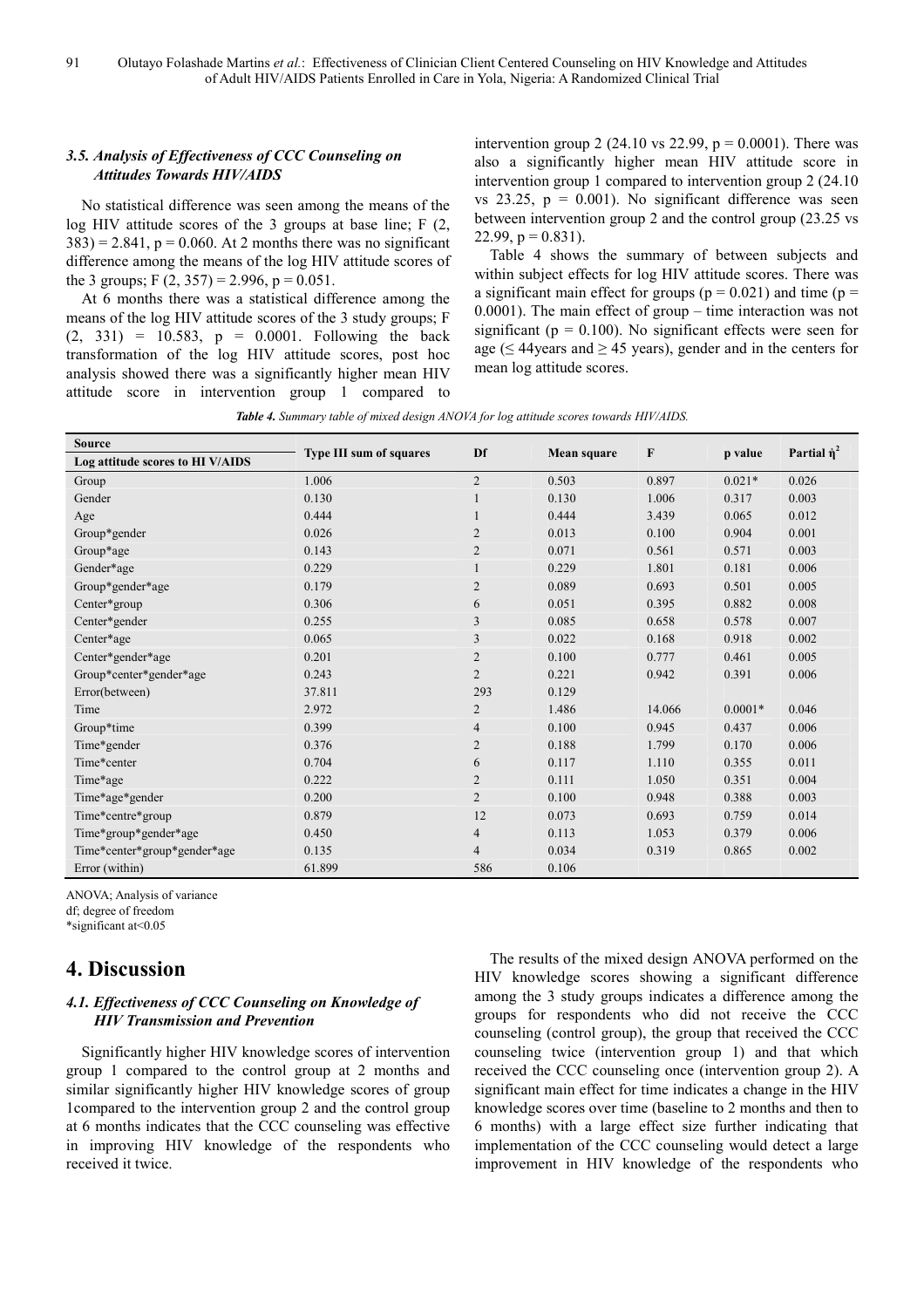### 3.5. Analysis of Effectiveness of CCC Counseling on Attitudes Towards HIV/AIDS

No statistical difference was seen among the means of the log HIV attitude scores of the 3 groups at base line; $F(2, 383) = 2.841$, $p = 0.060$. At 2 months there was no significant difference among the means of the log HIV attitude scores of the 3 groups; $F(2, 357) = 2.996$, $p = 0.051$.

At 6 months there was a statistical difference among the means of the log HIV attitude scores of the 3 study groups; $F(2, 331) = 10.583$, $p = 0.0001$. Following the back transformation of the log HIV attitude scores, post hoc analysis showed there was a significantly higher mean HIV attitude score in intervention group 1 compared to intervention group 2 (24.10 vs 22.99, $p = 0.0001$). There was also a significantly higher mean HIV attitude score in intervention group 1 compared to intervention group 2 (24.10 vs 23.25, $p = 0.001$). No significant difference was seen between intervention group 2 and the control group (23.25 vs 22.99, $p = 0.831$).

Table 4 shows the summary of between subjects and within subject effects for log HIV attitude scores. There was a significant main effect for groups ($p = 0.021$) and time ($p = 0.0001$). The main effect of group – time interaction was not significant ($p = 0.100$). No significant effects were seen for age (≤ 44years and ≥ 45 years), gender and in the centers for mean log attitude scores.

*Table 4. Summary table of mixed design ANOVA for log attitude scores towards HIV/AIDS.*

| Source<br>Log attitude scores to HI V/AIDS | Type III sum of squares | Df | Mean square | F | p value | Partial $\eta^2$ |
|---|---|---|---|---|---|---|
| Group | 1.006 | 2 | 0.503 | 0.897 | 0.021* | 0.026 |
| Gender | 0.130 | 1 | 0.130 | 1.006 | 0.317 | 0.003 |
| Age | 0.444 | 1 | 0.444 | 3.439 | 0.065 | 0.012 |
| Group*gender | 0.026 | 2 | 0.013 | 0.100 | 0.904 | 0.001 |
| Group*age | 0.143 | 2 | 0.071 | 0.561 | 0.571 | 0.003 |
| Gender*age | 0.229 | 1 | 0.229 | 1.801 | 0.181 | 0.006 |
| Group*gender*age | 0.179 | 2 | 0.089 | 0.693 | 0.501 | 0.005 |
| Center*group | 0.306 | 6 | 0.051 | 0.395 | 0.882 | 0.008 |
| Center*gender | 0.255 | 3 | 0.085 | 0.658 | 0.578 | 0.007 |
| Center*age | 0.065 | 3 | 0.022 | 0.168 | 0.918 | 0.002 |
| Center*gender*age | 0.201 | 2 | 0.100 | 0.777 | 0.461 | 0.005 |
| Group*center*gender*age | 0.243 | 2 | 0.221 | 0.942 | 0.391 | 0.006 |
| Error(between) | 37.811 | 293 | 0.129 | | | |
| Time | 2.972 | 2 | 1.486 | 14.066 | 0.0001* | 0.046 |
| Group*time | 0.399 | 4 | 0.100 | 0.945 | 0.437 | 0.006 |
| Time*gender | 0.376 | 2 | 0.188 | 1.799 | 0.170 | 0.006 |
| Time*center | 0.704 | 6 | 0.117 | 1.110 | 0.355 | 0.011 |
| Time*age | 0.222 | 2 | 0.111 | 1.050 | 0.351 | 0.004 |
| Time*age*gender | 0.200 | 2 | 0.100 | 0.948 | 0.388 | 0.003 |
| Time*centre*group | 0.879 | 12 | 0.073 | 0.693 | 0.759 | 0.014 |
| Time*group*gender*age | 0.450 | 4 | 0.113 | 1.053 | 0.379 | 0.006 |
| Time*center*group*gender*age | 0.135 | 4 | 0.034 | 0.319 | 0.865 | 0.002 |
| Error (within) | 61.899 | 586 | 0.106 | | | |

ANOVA; Analysis of variance
df; degree of freedom
*significant at<0.05

# 4. Discussion

### 4.1. Effectiveness of CCC Counseling on Knowledge of HIV Transmission and Prevention

Significantly higher HIV knowledge scores of intervention group 1 compared to the control group at 2 months and similar significantly higher HIV knowledge scores of group 1compared to the intervention group 2 and the control group at 6 months indicates that the CCC counseling was effective in improving HIV knowledge of the respondents who received it twice.

The results of the mixed design ANOVA performed on the HIV knowledge scores showing a significant difference among the 3 study groups indicates a difference among the groups for respondents who did not receive the CCC counseling (control group), the group that received the CCC counseling twice (intervention group 1) and that which received the CCC counseling once (intervention group 2). A significant main effect for time indicates a change in the HIV knowledge scores over time (baseline to 2 months and then to 6 months) with a large effect size further indicating that implementation of the CCC counseling would detect a large improvement in HIV knowledge of the respondents who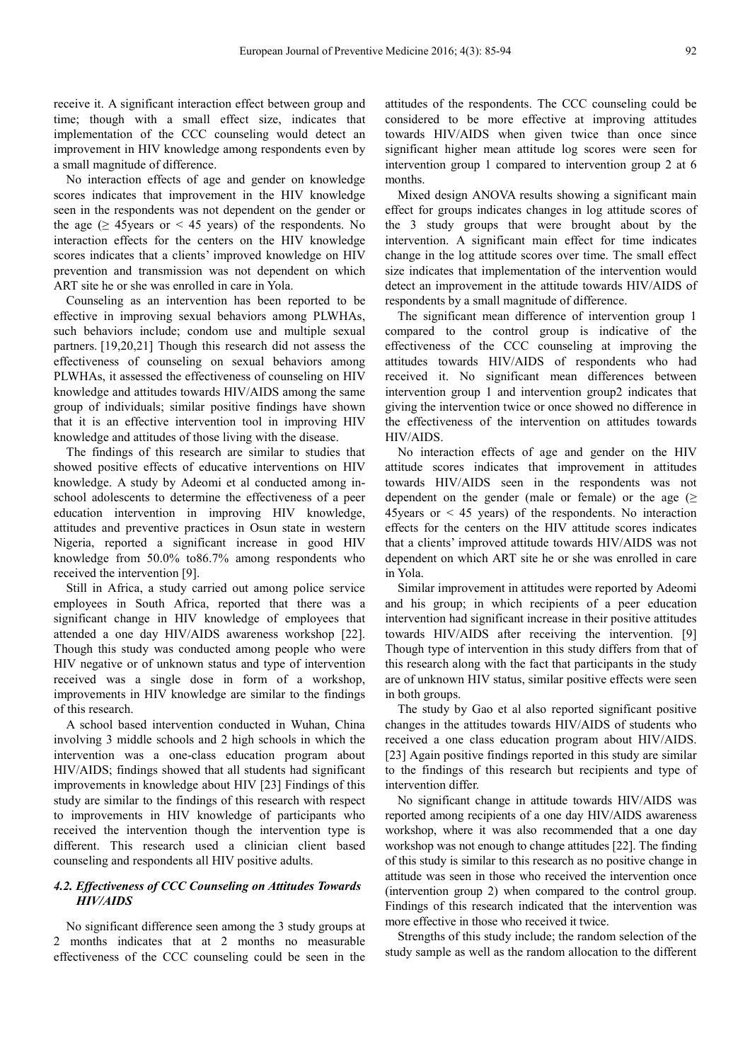receive it. A significant interaction effect between group and time; though with a small effect size, indicates that implementation of the CCC counseling would detect an improvement in HIV knowledge among respondents even by a small magnitude of difference.

No interaction effects of age and gender on knowledge scores indicates that improvement in the HIV knowledge seen in the respondents was not dependent on the gender or the age (≥ 45years or < 45 years) of the respondents. No interaction effects for the centers on the HIV knowledge scores indicates that a clients' improved knowledge on HIV prevention and transmission was not dependent on which ART site he or she was enrolled in care in Yola.

Counseling as an intervention has been reported to be effective in improving sexual behaviors among PLWHAs, such behaviors include; condom use and multiple sexual partners. [19,20,21] Though this research did not assess the effectiveness of counseling on sexual behaviors among PLWHAs, it assessed the effectiveness of counseling on HIV knowledge and attitudes towards HIV/AIDS among the same group of individuals; similar positive findings have shown that it is an effective intervention tool in improving HIV knowledge and attitudes of those living with the disease.

The findings of this research are similar to studies that showed positive effects of educative interventions on HIV knowledge. A study by Adeomi et al conducted among in-school adolescents to determine the effectiveness of a peer education intervention in improving HIV knowledge, attitudes and preventive practices in Osun state in western Nigeria, reported a significant increase in good HIV knowledge from 50.0% to86.7% among respondents who received the intervention [9].

Still in Africa, a study carried out among police service employees in South Africa, reported that there was a significant change in HIV knowledge of employees that attended a one day HIV/AIDS awareness workshop [22]. Though this study was conducted among people who were HIV negative or of unknown status and type of intervention received was a single dose in form of a workshop, improvements in HIV knowledge are similar to the findings of this research.

A school based intervention conducted in Wuhan, China involving 3 middle schools and 2 high schools in which the intervention was a one-class education program about HIV/AIDS; findings showed that all students had significant improvements in knowledge about HIV [23] Findings of this study are similar to the findings of this research with respect to improvements in HIV knowledge of participants who received the intervention though the intervention type is different. This research used a clinician client based counseling and respondents all HIV positive adults.

### *4.2. Effectiveness of CCC Counseling on Attitudes Towards HIV/AIDS*

No significant difference seen among the 3 study groups at 2 months indicates that at 2 months no measurable effectiveness of the CCC counseling could be seen in the attitudes of the respondents. The CCC counseling could be considered to be more effective at improving attitudes towards HIV/AIDS when given twice than once since significant higher mean attitude log scores were seen for intervention group 1 compared to intervention group 2 at 6 months.

Mixed design ANOVA results showing a significant main effect for groups indicates changes in log attitude scores of the 3 study groups that were brought about by the intervention. A significant main effect for time indicates change in the log attitude scores over time. The small effect size indicates that implementation of the intervention would detect an improvement in the attitude towards HIV/AIDS of respondents by a small magnitude of difference.

The significant mean difference of intervention group 1 compared to the control group is indicative of the effectiveness of the CCC counseling at improving the attitudes towards HIV/AIDS of respondents who had received it. No significant mean differences between intervention group 1 and intervention group2 indicates that giving the intervention twice or once showed no difference in the effectiveness of the intervention on attitudes towards HIV/AIDS.

No interaction effects of age and gender on the HIV attitude scores indicates that improvement in attitudes towards HIV/AIDS seen in the respondents was not dependent on the gender (male or female) or the age (≥ 45years or < 45 years) of the respondents. No interaction effects for the centers on the HIV attitude scores indicates that a clients' improved attitude towards HIV/AIDS was not dependent on which ART site he or she was enrolled in care in Yola.

Similar improvement in attitudes were reported by Adeomi and his group; in which recipients of a peer education intervention had significant increase in their positive attitudes towards HIV/AIDS after receiving the intervention. [9] Though type of intervention in this study differs from that of this research along with the fact that participants in the study are of unknown HIV status, similar positive effects were seen in both groups.

The study by Gao et al also reported significant positive changes in the attitudes towards HIV/AIDS of students who received a one class education program about HIV/AIDS. [23] Again positive findings reported in this study are similar to the findings of this research but recipients and type of intervention differ.

No significant change in attitude towards HIV/AIDS was reported among recipients of a one day HIV/AIDS awareness workshop, where it was also recommended that a one day workshop was not enough to change attitudes [22]. The finding of this study is similar to this research as no positive change in attitude was seen in those who received the intervention once (intervention group 2) when compared to the control group. Findings of this research indicated that the intervention was more effective in those who received it twice.

Strengths of this study include; the random selection of the study sample as well as the random allocation to the different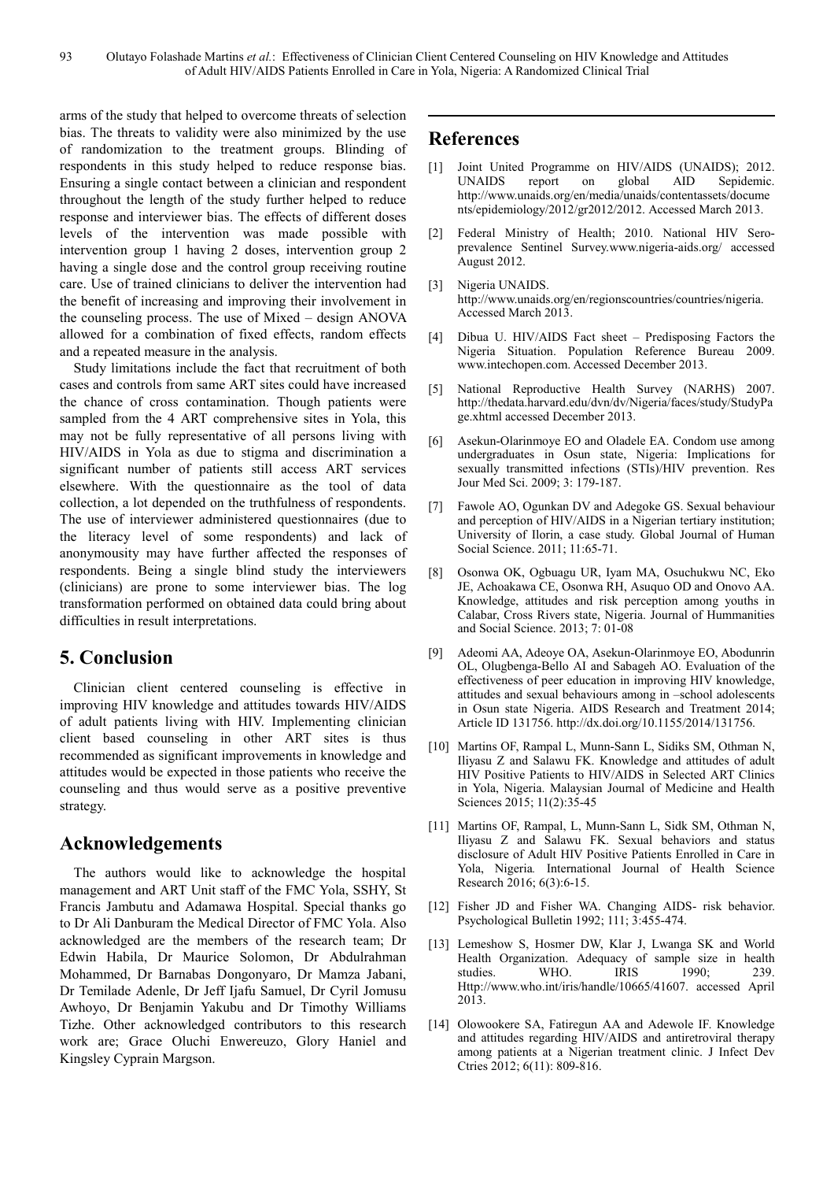arms of the study that helped to overcome threats of selection bias. The threats to validity were also minimized by the use of randomization to the treatment groups. Blinding of respondents in this study helped to reduce response bias. Ensuring a single contact between a clinician and respondent throughout the length of the study further helped to reduce response and interviewer bias. The effects of different doses levels of the intervention was made possible with intervention group 1 having 2 doses, intervention group 2 having a single dose and the control group receiving routine care. Use of trained clinicians to deliver the intervention had the benefit of increasing and improving their involvement in the counseling process. The use of Mixed – design ANOVA allowed for a combination of fixed effects, random effects and a repeated measure in the analysis.

Study limitations include the fact that recruitment of both cases and controls from same ART sites could have increased the chance of cross contamination. Though patients were sampled from the 4 ART comprehensive sites in Yola, this may not be fully representative of all persons living with HIV/AIDS in Yola as due to stigma and discrimination a significant number of patients still access ART services elsewhere. With the questionnaire as the tool of data collection, a lot depended on the truthfulness of respondents. The use of interviewer administered questionnaires (due to the literacy level of some respondents) and lack of anonymousity may have further affected the responses of respondents. Being a single blind study the interviewers (clinicians) are prone to some interviewer bias. The log transformation performed on obtained data could bring about difficulties in result interpretations.

## 5. Conclusion

Clinician client centered counseling is effective in improving HIV knowledge and attitudes towards HIV/AIDS of adult patients living with HIV. Implementing clinician client based counseling in other ART sites is thus recommended as significant improvements in knowledge and attitudes would be expected in those patients who receive the counseling and thus would serve as a positive preventive strategy.

## Acknowledgements

The authors would like to acknowledge the hospital management and ART Unit staff of the FMC Yola, SSHY, St Francis Jambutu and Adamawa Hospital. Special thanks go to Dr Ali Danburam the Medical Director of FMC Yola. Also acknowledged are the members of the research team; Dr Edwin Habila, Dr Maurice Solomon, Dr Abdulrahman Mohammed, Dr Barnabas Dongonyaro, Dr Mamza Jabani, Dr Temilade Adenle, Dr Jeff Ijafu Samuel, Dr Cyril Jomusu Awhoyo, Dr Benjamin Yakubu and Dr Timothy Williams Tizhe. Other acknowledged contributors to this research work are; Grace Oluchi Enwereuzo, Glory Haniel and Kingsley Cyprain Margson.

## References

[1] Joint United Programme on HIV/AIDS (UNAIDS); 2012. UNAIDS report on global AID Sepidemic. http://www.unaids.org/en/media/unaids/contentassets/documents/epidemiology/2012/gr2012/2012. Accessed March 2013.

[2] Federal Ministry of Health; 2010. National HIV Sero-prevalence Sentinel Survey.www.nigeria-aids.org/ accessed August 2012.

[3] Nigeria UNAIDS. http://www.unaids.org/en/regionscountries/countries/nigeria. Accessed March 2013.

[4] Dibua U. HIV/AIDS Fact sheet – Predisposing Factors the Nigeria Situation. Population Reference Bureau 2009. www.intechopen.com. Accessed December 2013.

[5] National Reproductive Health Survey (NARHS) 2007. http://thedata.harvard.edu/dvn/dv/Nigeria/faces/study/StudyPage.xhtml accessed December 2013.

[6] Asekun-Olarinmoye EO and Oladele EA. Condom use among undergraduates in Osun state, Nigeria: Implications for sexually transmitted infections (STIs)/HIV prevention. Res Jour Med Sci. 2009; 3: 179-187.

[7] Fawole AO, Ogunkan DV and Adegoke GS. Sexual behaviour and perception of HIV/AIDS in a Nigerian tertiary institution; University of Ilorin, a case study. Global Journal of Human Social Science. 2011; 11:65-71.

[8] Osonwa OK, Ogbuagu UR, Iyam MA, Osuchukwu NC, Eko JE, Achoakawa CE, Osonwa RH, Asuquo OD and Onovo AA. Knowledge, attitudes and risk perception among youths in Calabar, Cross Rivers state, Nigeria. Journal of Hummanities and Social Science. 2013; 7: 01-08

[9] Adeomi AA, Adeoye OA, Asekun-Olarinmoye EO, Abodunrin OL, Olugbenga-Bello AI and Sabageh AO. Evaluation of the effectiveness of peer education in improving HIV knowledge, attitudes and sexual behaviours among in –school adolescents in Osun state Nigeria. AIDS Research and Treatment 2014; Article ID 131756. http://dx.doi.org/10.1155/2014/131756.

[10] Martins OF, Rampal L, Munn-Sann L, Sidiks SM, Othman N, Iliyasu Z and Salawu FK. Knowledge and attitudes of adult HIV Positive Patients to HIV/AIDS in Selected ART Clinics in Yola, Nigeria. Malaysian Journal of Medicine and Health Sciences 2015; 11(2):35-45

[11] Martins OF, Rampal, L, Munn-Sann L, Sidk SM, Othman N, Iliyasu Z and Salawu FK. Sexual behaviors and status disclosure of Adult HIV Positive Patients Enrolled in Care in Yola, Nigeria*.* International Journal of Health Science Research 2016; 6(3):6-15.

[12] Fisher JD and Fisher WA. Changing AIDS- risk behavior. Psychological Bulletin 1992; 111; 3:455-474.

[13] Lemeshow S, Hosmer DW, Klar J, Lwanga SK and World Health Organization. Adequacy of sample size in health studies. WHO. IRIS 1990; 239. Http://www.who.int/iris/handle/10665/41607. accessed April 2013.

[14] Olowookere SA, Fatiregun AA and Adewole IF. Knowledge and attitudes regarding HIV/AIDS and antiretroviral therapy among patients at a Nigerian treatment clinic. J Infect Dev Ctries 2012; 6(11): 809-816.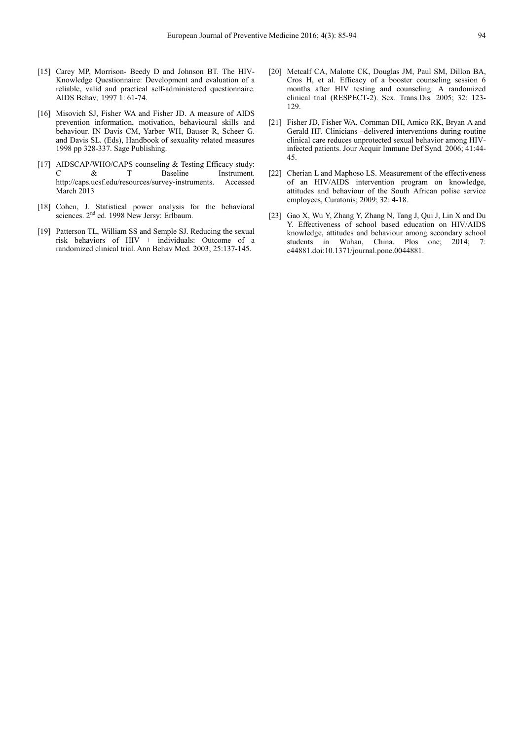[15] Carey MP, Morrison- Beedy D and Johnson BT. The HIV-Knowledge Questionnaire: Development and evaluation of a reliable, valid and practical self-administered questionnaire. AIDS Behav*;* 1997 1: 61-74.

[16] Misovich SJ, Fisher WA and Fisher JD. A measure of AIDS prevention information, motivation, behavioural skills and behaviour. IN Davis CM, Yarber WH, Bauser R, Scheer G. and Davis SL. (Eds), Handbook of sexuality related measures 1998 pp 328-337. Sage Publishing.

[17] AIDSCAP/WHO/CAPS counseling & Testing Efficacy study: C & T Baseline Instrument. http://caps.ucsf.edu/resources/survey-instruments. Accessed March 2013

[18] Cohen, J. Statistical power analysis for the behavioral sciences. 2nd ed. 1998 New Jersy: Erlbaum.

[19] Patterson TL, William SS and Semple SJ. Reducing the sexual risk behaviors of HIV + individuals: Outcome of a randomized clinical trial. Ann Behav Med*.* 2003; 25:137-145.

[20] Metcalf CA, Malotte CK, Douglas JM, Paul SM, Dillon BA, Cros H, et al. Efficacy of a booster counseling session 6 months after HIV testing and counseling: A randomized clinical trial (RESPECT-2). Sex. Trans.Dis*.* 2005; 32: 123-129.

[21] Fisher JD, Fisher WA, Cornman DH, Amico RK, Bryan A and Gerald HF. Clinicians –delivered interventions during routine clinical care reduces unprotected sexual behavior among HIV-infected patients. Jour Acquir Immune Def Synd*.* 2006; 41:44-45.

[22] Cherian L and Maphoso LS. Measurement of the effectiveness of an HIV/AIDS intervention program on knowledge, attitudes and behaviour of the South African polise service employees, Curatonis; 2009; 32: 4-18.

[23] Gao X, Wu Y, Zhang Y, Zhang N, Tang J, Qui J, Lin X and Du Y. Effectiveness of school based education on HIV/AIDS knowledge, attitudes and behaviour among secondary school students in Wuhan, China. Plos one; 2014; 7: e44881.doi:10.1371/journal.pone.0044881.